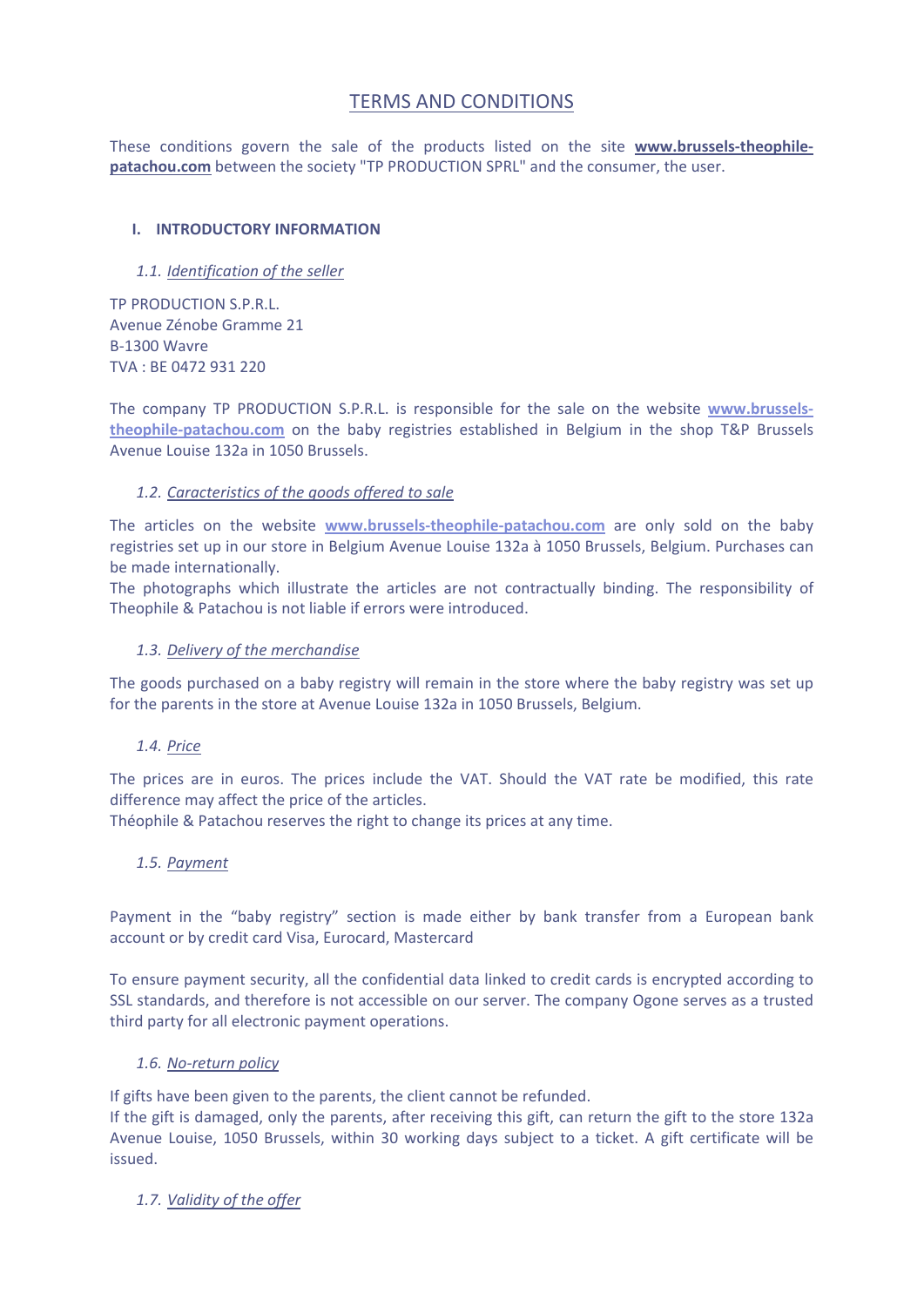# TERMS AND CONDITIONS

These conditions govern the sale of the products listed on the site **www.brussels-theophile-patachou.com** between the society "TP PRODUCTION SPRL" and the consumer, the user.

## I. INTRODUCTORY INFORMATION

### 1.1. *Identification of the seller*

TP PRODUCTION S.P.R.L.
Avenue Zénobe Gramme 21
B-1300 Wavre
TVA : BE 0472 931 220

The company TP PRODUCTION S.P.R.L. is responsible for the sale on the website **www.brussels-theophile-patachou.com** on the baby registries established in Belgium in the shop T&P Brussels Avenue Louise 132a in 1050 Brussels.

### 1.2. *Caracteristics of the goods offered to sale*

The articles on the website **www.brussels-theophile-patachou.com** are only sold on the baby registries set up in our store in Belgium Avenue Louise 132a à 1050 Brussels, Belgium. Purchases can be made internationally.
The photographs which illustrate the articles are not contractually binding. The responsibility of Theophile & Patachou is not liable if errors were introduced.

### 1.3. *Delivery of the merchandise*

The goods purchased on a baby registry will remain in the store where the baby registry was set up for the parents in the store at Avenue Louise 132a in 1050 Brussels, Belgium.

### 1.4. *Price*

The prices are in euros. The prices include the VAT. Should the VAT rate be modified, this rate difference may affect the price of the articles.
Théophile & Patachou reserves the right to change its prices at any time.

### 1.5. *Payment*

Payment in the "baby registry" section is made either by bank transfer from a European bank account or by credit card Visa, Eurocard, Mastercard

To ensure payment security, all the confidential data linked to credit cards is encrypted according to SSL standards, and therefore is not accessible on our server. The company Ogone serves as a trusted third party for all electronic payment operations.

### 1.6. *No-return policy*

If gifts have been given to the parents, the client cannot be refunded.
If the gift is damaged, only the parents, after receiving this gift, can return the gift to the store 132a Avenue Louise, 1050 Brussels, within 30 working days subject to a ticket. A gift certificate will be issued.

### 1.7. *Validity of the offer*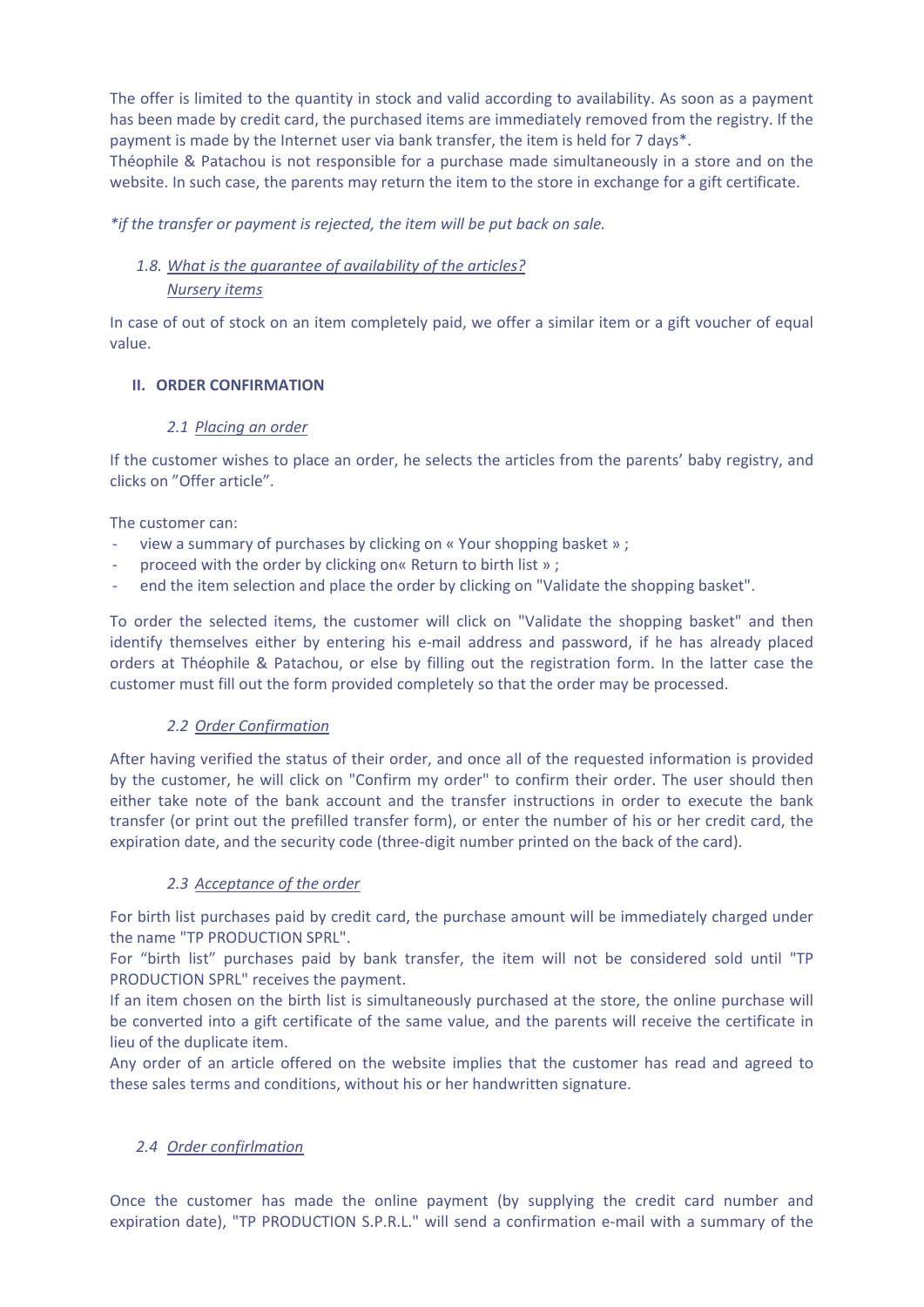The offer is limited to the quantity in stock and valid according to availability. As soon as a payment has been made by credit card, the purchased items are immediately removed from the registry. If the payment is made by the Internet user via bank transfer, the item is held for 7 days*.
Théophile & Patachou is not responsible for a purchase made simultaneously in a store and on the website. In such case, the parents may return the item to the store in exchange for a gift certificate.

*\*if the transfer or payment is rejected, the item will be put back on sale.*

### 1.8. *What is the guarantee of availability of the articles?*

*Nursery items*

In case of out of stock on an item completely paid, we offer a similar item or a gift voucher of equal value.

## II. ORDER CONFIRMATION

### 2.1 *Placing an order*

If the customer wishes to place an order, he selects the articles from the parents' baby registry, and clicks on "Offer article".

The customer can:

- view a summary of purchases by clicking on « Your shopping basket » ;
- proceed with the order by clicking on« Return to birth list » ;
- end the item selection and place the order by clicking on "Validate the shopping basket".

To order the selected items, the customer will click on "Validate the shopping basket" and then identify themselves either by entering his e-mail address and password, if he has already placed orders at Théophile & Patachou, or else by filling out the registration form. In the latter case the customer must fill out the form provided completely so that the order may be processed.

### 2.2 *Order Confirmation*

After having verified the status of their order, and once all of the requested information is provided by the customer, he will click on "Confirm my order" to confirm their order. The user should then either take note of the bank account and the transfer instructions in order to execute the bank transfer (or print out the prefilled transfer form), or enter the number of his or her credit card, the expiration date, and the security code (three-digit number printed on the back of the card).

### 2.3 *Acceptance of the order*

For birth list purchases paid by credit card, the purchase amount will be immediately charged under the name "TP PRODUCTION SPRL".
For "birth list" purchases paid by bank transfer, the item will not be considered sold until "TP PRODUCTION SPRL" receives the payment.
If an item chosen on the birth list is simultaneously purchased at the store, the online purchase will be converted into a gift certificate of the same value, and the parents will receive the certificate in lieu of the duplicate item.
Any order of an article offered on the website implies that the customer has read and agreed to these sales terms and conditions, without his or her handwritten signature.

### 2.4 *Order confirlmation*

Once the customer has made the online payment (by supplying the credit card number and expiration date), "TP PRODUCTION S.P.R.L." will send a confirmation e-mail with a summary of the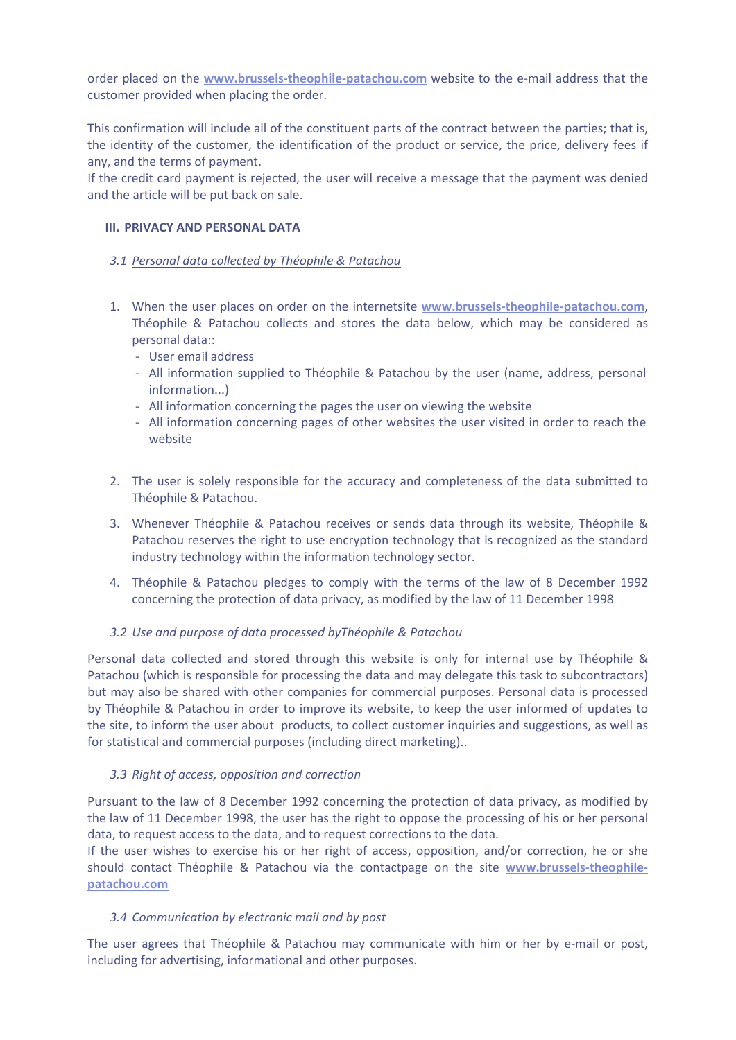order placed on the **www.brussels-theophile-patachou.com** website to the e-mail address that the customer provided when placing the order.

This confirmation will include all of the constituent parts of the contract between the parties; that is, the identity of the customer, the identification of the product or service, the price, delivery fees if any, and the terms of payment.
If the credit card payment is rejected, the user will receive a message that the payment was denied and the article will be put back on sale.

## III. PRIVACY AND PERSONAL DATA

### 3.1 *Personal data collected by Théophile & Patachou*

1. When the user places on order on the internetsite **www.brussels-theophile-patachou.com**, Théophile & Patachou collects and stores the data below, which may be considered as personal data::
   - User email address
   - All information supplied to Théophile & Patachou by the user (name, address, personal information...)
   - All information concerning the pages the user on viewing the website
   - All information concerning pages of other websites the user visited in order to reach the website

2. The user is solely responsible for the accuracy and completeness of the data submitted to Théophile & Patachou.

3. Whenever Théophile & Patachou receives or sends data through its website, Théophile & Patachou reserves the right to use encryption technology that is recognized as the standard industry technology within the information technology sector.

4. Théophile & Patachou pledges to comply with the terms of the law of 8 December 1992 concerning the protection of data privacy, as modified by the law of 11 December 1998

### 3.2 *Use and purpose of data processed byThéophile & Patachou*

Personal data collected and stored through this website is only for internal use by Théophile & Patachou (which is responsible for processing the data and may delegate this task to subcontractors) but may also be shared with other companies for commercial purposes. Personal data is processed by Théophile & Patachou in order to improve its website, to keep the user informed of updates to the site, to inform the user about products, to collect customer inquiries and suggestions, as well as for statistical and commercial purposes (including direct marketing)..

### 3.3 *Right of access, opposition and correction*

Pursuant to the law of 8 December 1992 concerning the protection of data privacy, as modified by the law of 11 December 1998, the user has the right to oppose the processing of his or her personal data, to request access to the data, and to request corrections to the data.
If the user wishes to exercise his or her right of access, opposition, and/or correction, he or she should contact Théophile & Patachou via the contactpage on the site **www.brussels-theophile-patachou.com**

### 3.4 *Communication by electronic mail and by post*

The user agrees that Théophile & Patachou may communicate with him or her by e-mail or post, including for advertising, informational and other purposes.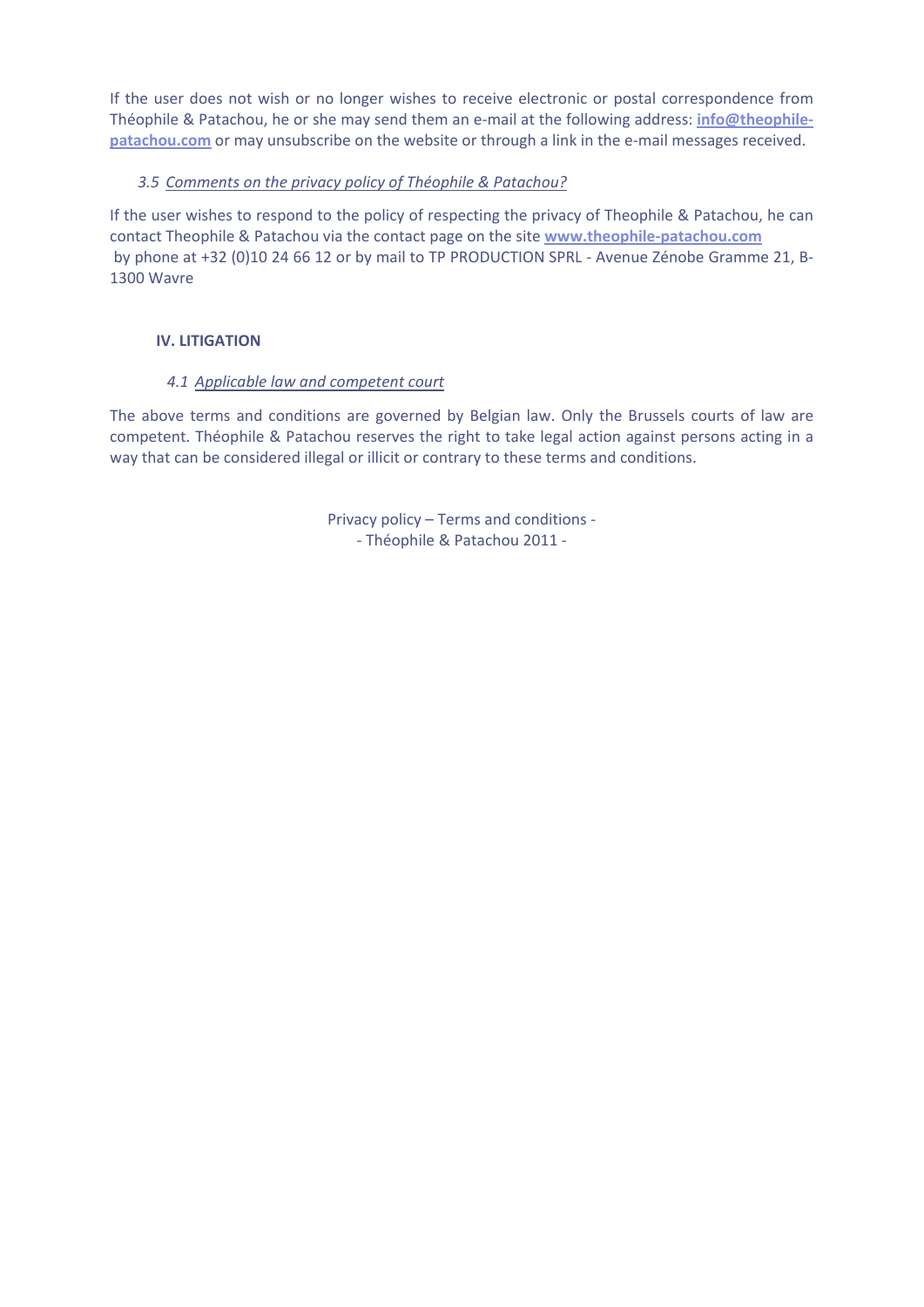If the user does not wish or no longer wishes to receive electronic or postal correspondence from Théophile & Patachou, he or she may send them an e-mail at the following address: **info@theophile-patachou.com** or may unsubscribe on the website or through a link in the e-mail messages received.

### 3.5 *Comments on the privacy policy of Théophile & Patachou?*

If the user wishes to respond to the policy of respecting the privacy of Theophile & Patachou, he can contact Theophile & Patachou via the contact page on the site **www.theophile-patachou.com** by phone at +32 (0)10 24 66 12 or by mail to TP PRODUCTION SPRL - Avenue Zénobe Gramme 21, B-1300 Wavre

## IV. LITIGATION

### 4.1 *Applicable law and competent court*

The above terms and conditions are governed by Belgian law. Only the Brussels courts of law are competent. Théophile & Patachou reserves the right to take legal action against persons acting in a way that can be considered illegal or illicit or contrary to these terms and conditions.

Privacy policy – Terms and conditions -
- Théophile & Patachou 2011 -